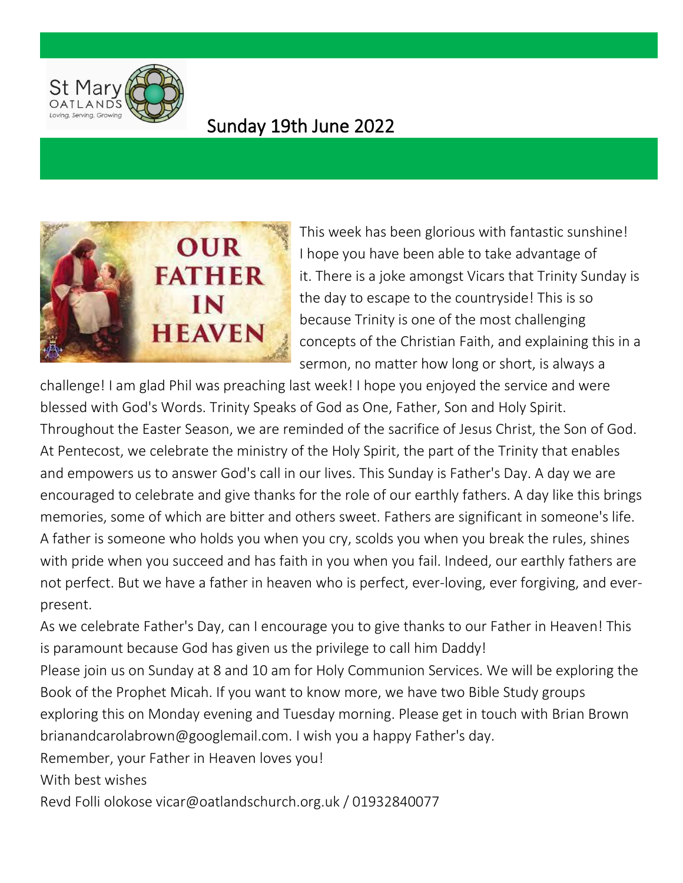St Mary
OATLANDS
Loving, Serving, Growing

## Sunday 19th June 2022

This week has been glorious with fantastic sunshine! I hope you have been able to take advantage of it. There is a joke amongst Vicars that Trinity Sunday is the day to escape to the countryside! This is so because Trinity is one of the most challenging concepts of the Christian Faith, and explaining this in a sermon, no matter how long or short, is always a challenge! I am glad Phil was preaching last week! I hope you enjoyed the service and were blessed with God's Words. Trinity Speaks of God as One, Father, Son and Holy Spirit. Throughout the Easter Season, we are reminded of the sacrifice of Jesus Christ, the Son of God. At Pentecost, we celebrate the ministry of the Holy Spirit, the part of the Trinity that enables and empowers us to answer God's call in our lives. This Sunday is Father's Day. A day we are encouraged to celebrate and give thanks for the role of our earthly fathers. A day like this brings memories, some of which are bitter and others sweet. Fathers are significant in someone's life. A father is someone who holds you when you cry, scolds you when you break the rules, shines with pride when you succeed and has faith in you when you fail. Indeed, our earthly fathers are not perfect. But we have a father in heaven who is perfect, ever-loving, ever forgiving, and ever-present.

As we celebrate Father's Day, can I encourage you to give thanks to our Father in Heaven! This is paramount because God has given us the privilege to call him Daddy!

Please join us on Sunday at 8 and 10 am for Holy Communion Services. We will be exploring the Book of the Prophet Micah. If you want to know more, we have two Bible Study groups exploring this on Monday evening and Tuesday morning. Please get in touch with Brian Brown brianandcarolabrown@googlemail.com. I wish you a happy Father's day.

Remember, your Father in Heaven loves you!

With best wishes

Revd Folli olokose vicar@oatlandschurch.org.uk / 01932840077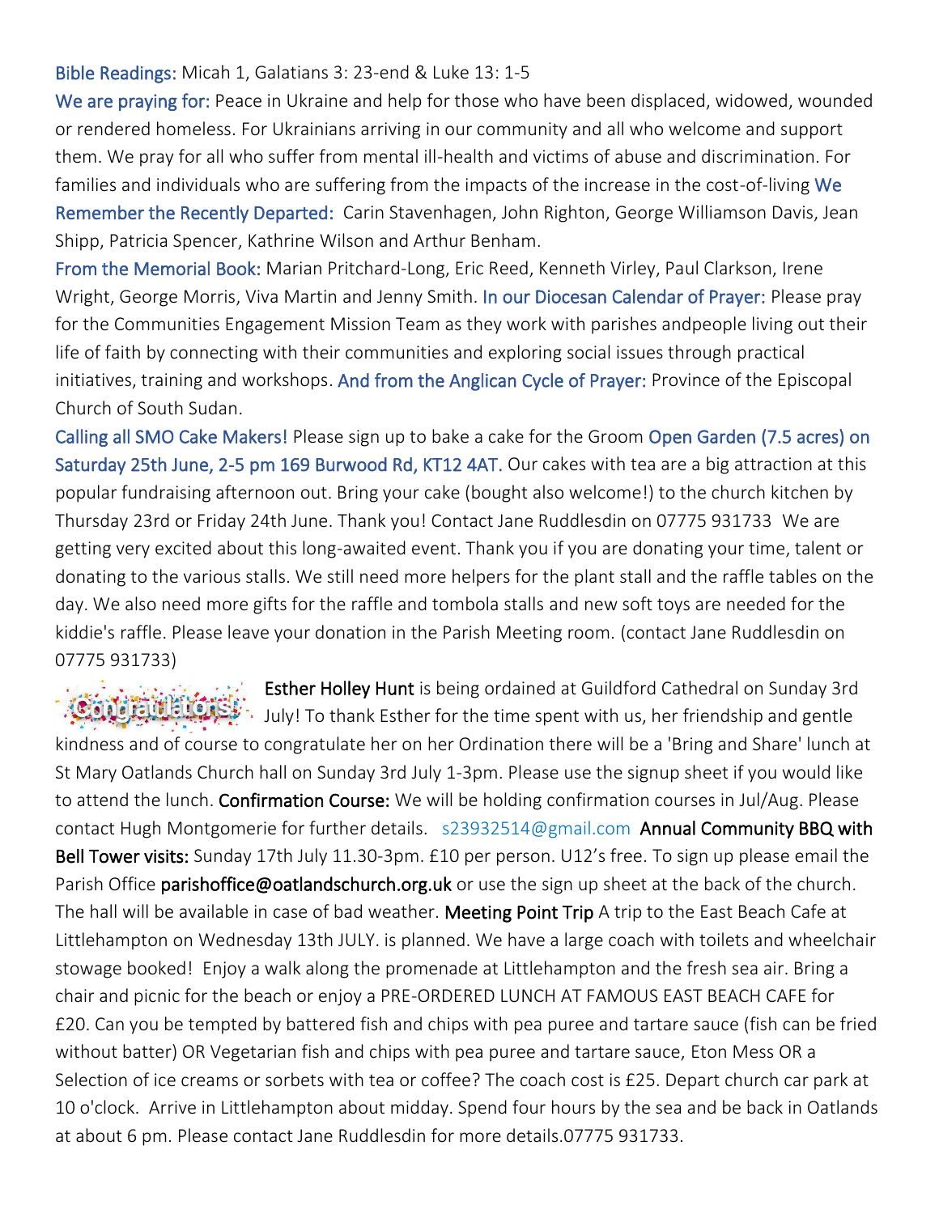Bible Readings: Micah 1, Galatians 3: 23-end & Luke 13: 1-5

We are praying for: Peace in Ukraine and help for those who have been displaced, widowed, wounded or rendered homeless. For Ukrainians arriving in our community and all who welcome and support them. We pray for all who suffer from mental ill-health and victims of abuse and discrimination. For families and individuals who are suffering from the impacts of the increase in the cost-of-living We Remember the Recently Departed: Carin Stavenhagen, John Righton, George Williamson Davis, Jean Shipp, Patricia Spencer, Kathrine Wilson and Arthur Benham.

From the Memorial Book: Marian Pritchard-Long, Eric Reed, Kenneth Virley, Paul Clarkson, Irene Wright, George Morris, Viva Martin and Jenny Smith. In our Diocesan Calendar of Prayer: Please pray for the Communities Engagement Mission Team as they work with parishes andpeople living out their life of faith by connecting with their communities and exploring social issues through practical initiatives, training and workshops. And from the Anglican Cycle of Prayer: Province of the Episcopal Church of South Sudan.

Calling all SMO Cake Makers! Please sign up to bake a cake for the Groom Open Garden (7.5 acres) on Saturday 25th June, 2-5 pm 169 Burwood Rd, KT12 4AT. Our cakes with tea are a big attraction at this popular fundraising afternoon out. Bring your cake (bought also welcome!) to the church kitchen by Thursday 23rd or Friday 24th June. Thank you! Contact Jane Ruddlesdin on 07775 931733 We are getting very excited about this long-awaited event. Thank you if you are donating your time, talent or donating to the various stalls. We still need more helpers for the plant stall and the raffle tables on the day. We also need more gifts for the raffle and tombola stalls and new soft toys are needed for the kiddie's raffle. Please leave your donation in the Parish Meeting room. (contact Jane Ruddlesdin on 07775 931733)

Congratulations! **Esther Holley Hunt** is being ordained at Guildford Cathedral on Sunday 3rd July! To thank Esther for the time spent with us, her friendship and gentle kindness and of course to congratulate her on her Ordination there will be a 'Bring and Share' lunch at St Mary Oatlands Church hall on Sunday 3rd July 1-3pm. Please use the signup sheet if you would like to attend the lunch. **Confirmation Course:** We will be holding confirmation courses in Jul/Aug. Please contact Hugh Montgomerie for further details. s23932514@gmail.com **Annual Community BBQ with Bell Tower visits:** Sunday 17th July 11.30-3pm. £10 per person. U12's free. To sign up please email the Parish Office **parishoffice@oatlandschurch.org.uk** or use the sign up sheet at the back of the church. The hall will be available in case of bad weather. **Meeting Point Trip** A trip to the East Beach Cafe at Littlehampton on Wednesday 13th JULY. is planned. We have a large coach with toilets and wheelchair stowage booked! Enjoy a walk along the promenade at Littlehampton and the fresh sea air. Bring a chair and picnic for the beach or enjoy a PRE-ORDERED LUNCH AT FAMOUS EAST BEACH CAFE for £20. Can you be tempted by battered fish and chips with pea puree and tartare sauce (fish can be fried without batter) OR Vegetarian fish and chips with pea puree and tartare sauce, Eton Mess OR a Selection of ice creams or sorbets with tea or coffee? The coach cost is £25. Depart church car park at 10 o'clock. Arrive in Littlehampton about midday. Spend four hours by the sea and be back in Oatlands at about 6 pm. Please contact Jane Ruddlesdin for more details.07775 931733.